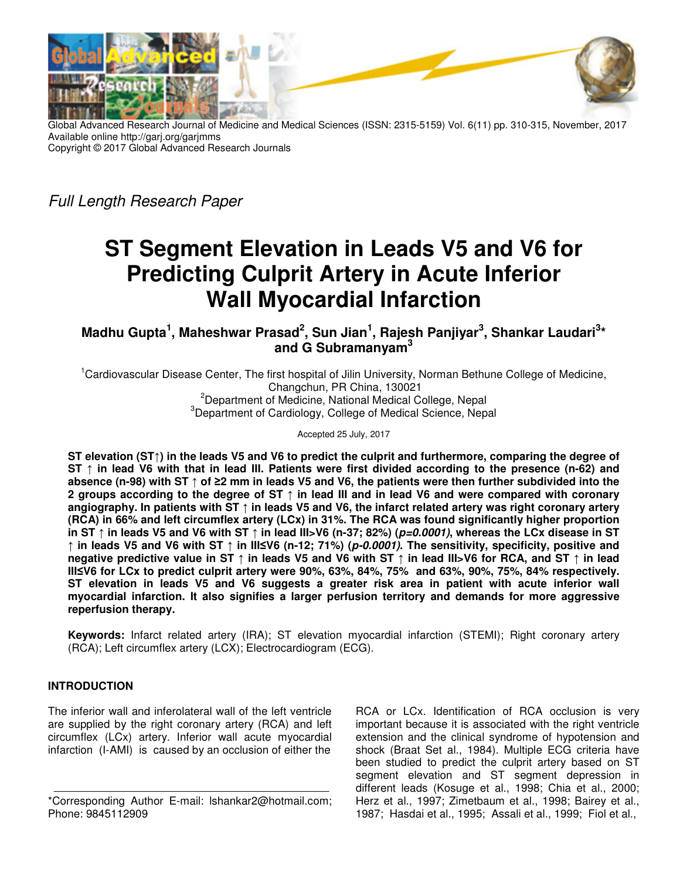Global Advanced Research Journal of Medicine and Medical Sciences (ISSN: 2315-5159) Vol. 6(11) pp. 310-315, November, 2017
Available online http://garj.org/garjmms
Copyright © 2017 Global Advanced Research Journals

*Full Length Research Paper*

# ST Segment Elevation in Leads V5 and V6 for Predicting Culprit Artery in Acute Inferior Wall Myocardial Infarction

**Madhu Gupta[1], Maheshwar Prasad[2], Sun Jian[1], Rajesh Panjiyar[3], Shankar Laudari[3]* and G Subramanyam[3]**

[1]Cardiovascular Disease Center, The first hospital of Jilin University, Norman Bethune College of Medicine, Changchun, PR China, 130021

[2]Department of Medicine, National Medical College, Nepal

[3]Department of Cardiology, College of Medical Science, Nepal

Accepted 25 July, 2017

**ST elevation (ST↑) in the leads V5 and V6 to predict the culprit and furthermore, comparing the degree of ST ↑ in lead V6 with that in lead III. Patients were first divided according to the presence (n-62) and absence (n-98) with ST ↑ of ≥2 mm in leads V5 and V6, the patients were then further subdivided into the 2 groups according to the degree of ST ↑ in lead III and in lead V6 and were compared with coronary angiography. In patients with ST ↑ in leads V5 and V6, the infarct related artery was right coronary artery (RCA) in 66% and left circumflex artery (LCx) in 31%. The RCA was found significantly higher proportion in ST ↑ in leads V5 and V6 with ST ↑ in lead III>V6 (n-37; 82%) (*p=0.0001)*, whereas the LCx disease in ST ↑ in leads V5 and V6 with ST ↑ in III≤V6 (n-12; 71%) (*p-0.0001)*. The sensitivity, specificity, positive and negative predictive value in ST ↑ in leads V5 and V6 with ST ↑ in lead III>V6 for RCA, and ST ↑ in lead III≤V6 for LCx to predict culprit artery were 90%, 63%, 84%, 75% and 63%, 90%, 75%, 84% respectively. ST elevation in leads V5 and V6 suggests a greater risk area in patient with acute inferior wall myocardial infarction. It also signifies a larger perfusion territory and demands for more aggressive reperfusion therapy.**

**Keywords:** Infarct related artery (IRA); ST elevation myocardial infarction (STEMI); Right coronary artery (RCA); Left circumflex artery (LCX); Electrocardiogram (ECG).

## INTRODUCTION

The inferior wall and inferolateral wall of the left ventricle are supplied by the right coronary artery (RCA) and left circumflex (LCx) artery. Inferior wall acute myocardial infarction (I-AMI) is caused by an occlusion of either the RCA or LCx. Identification of RCA occlusion is very important because it is associated with the right ventricle extension and the clinical syndrome of hypotension and shock (Braat Set al., 1984). Multiple ECG criteria have been studied to predict the culprit artery based on ST segment elevation and ST segment depression in different leads (Kosuge et al., 1998; Chia et al., 2000; Herz et al., 1997; Zimetbaum et al., 1998; Bairey et al., 1987; Hasdai et al., 1995; Assali et al., 1999; Fiol et al.,

*Corresponding Author E-mail: lshankar2@hotmail.com; Phone: 9845112909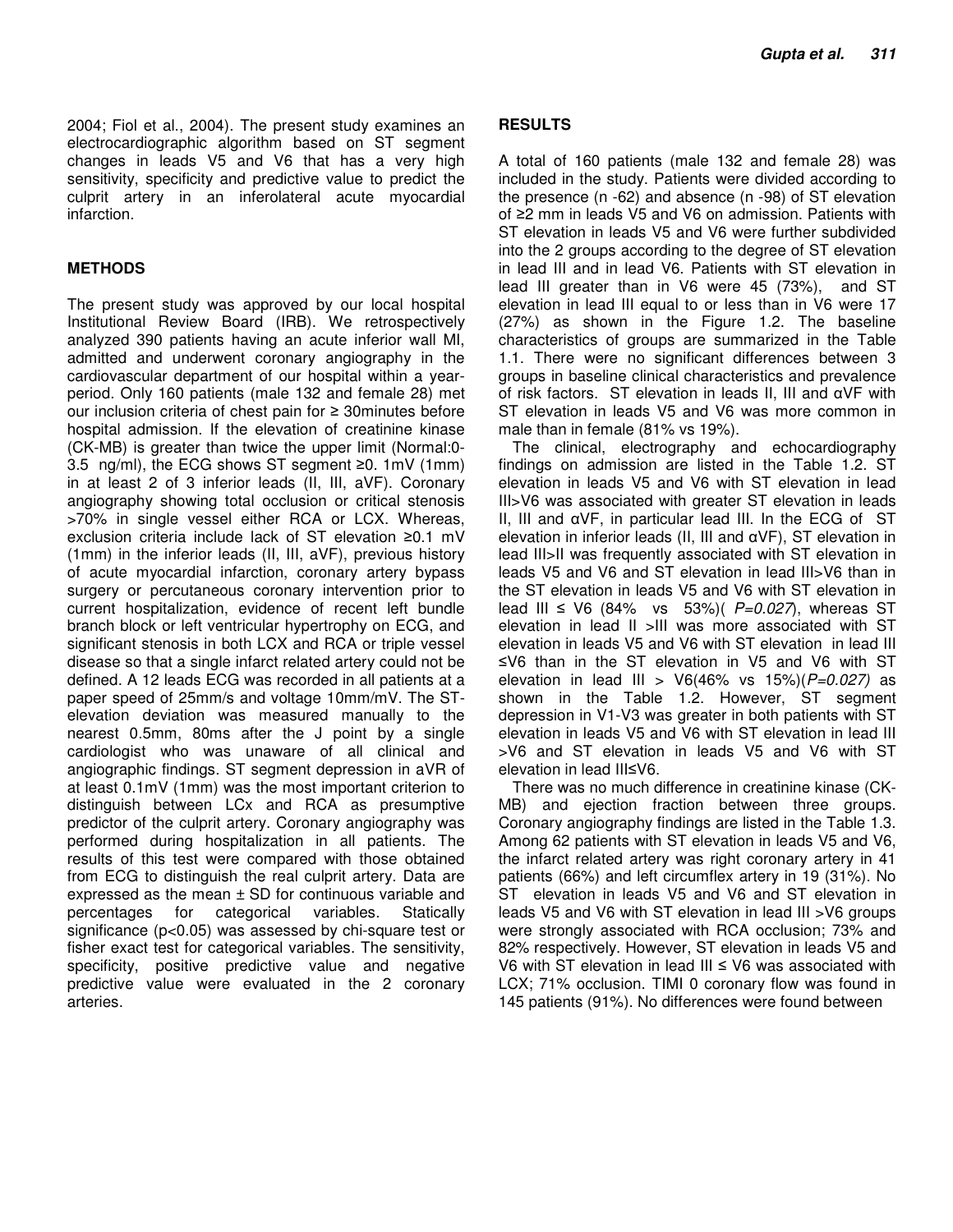2004; Fiol et al., 2004). The present study examines an electrocardiographic algorithm based on ST segment changes in leads V5 and V6 that has a very high sensitivity, specificity and predictive value to predict the culprit artery in an inferolateral acute myocardial infarction.

## METHODS

The present study was approved by our local hospital Institutional Review Board (IRB). We retrospectively analyzed 390 patients having an acute inferior wall MI, admitted and underwent coronary angiography in the cardiovascular department of our hospital within a year-period. Only 160 patients (male 132 and female 28) met our inclusion criteria of chest pain for ≥ 30minutes before hospital admission. If the elevation of creatinine kinase (CK-MB) is greater than twice the upper limit (Normal:0-3.5 ng/ml), the ECG shows ST segment ≥0. 1mV (1mm) in at least 2 of 3 inferior leads (II, III, aVF). Coronary angiography showing total occlusion or critical stenosis >70% in single vessel either RCA or LCX. Whereas, exclusion criteria include lack of ST elevation ≥0.1 mV (1mm) in the inferior leads (II, III, aVF), previous history of acute myocardial infarction, coronary artery bypass surgery or percutaneous coronary intervention prior to current hospitalization, evidence of recent left bundle branch block or left ventricular hypertrophy on ECG, and significant stenosis in both LCX and RCA or triple vessel disease so that a single infarct related artery could not be defined. A 12 leads ECG was recorded in all patients at a paper speed of 25mm/s and voltage 10mm/mV. The ST-elevation deviation was measured manually to the nearest 0.5mm, 80ms after the J point by a single cardiologist who was unaware of all clinical and angiographic findings. ST segment depression in aVR of at least 0.1mV (1mm) was the most important criterion to distinguish between LCx and RCA as presumptive predictor of the culprit artery. Coronary angiography was performed during hospitalization in all patients. The results of this test were compared with those obtained from ECG to distinguish the real culprit artery. Data are expressed as the mean ± SD for continuous variable and percentages for categorical variables. Statically significance ($p<0.05$) was assessed by chi-square test or fisher exact test for categorical variables. The sensitivity, specificity, positive predictive value and negative predictive value were evaluated in the 2 coronary arteries.

## RESULTS

A total of 160 patients (male 132 and female 28) was included in the study. Patients were divided according to the presence (n -62) and absence (n -98) of ST elevation of ≥2 mm in leads V5 and V6 on admission. Patients with ST elevation in leads V5 and V6 were further subdivided into the 2 groups according to the degree of ST elevation in lead III and in lead V6. Patients with ST elevation in lead III greater than in V6 were 45 (73%), and ST elevation in lead III equal to or less than in V6 were 17 (27%) as shown in the Figure 1.2. The baseline characteristics of groups are summarized in the Table 1.1. There were no significant differences between 3 groups in baseline clinical characteristics and prevalence of risk factors. ST elevation in leads II, III and αVF with ST elevation in leads V5 and V6 was more common in male than in female (81% vs 19%).

The clinical, electrography and echocardiography findings on admission are listed in the Table 1.2. ST elevation in leads V5 and V6 with ST elevation in lead III>V6 was associated with greater ST elevation in leads II, III and αVF, in particular lead III. In the ECG of ST elevation in inferior leads (II, III and αVF), ST elevation in lead III>II was frequently associated with ST elevation in leads V5 and V6 and ST elevation in lead III>V6 than in the ST elevation in leads V5 and V6 with ST elevation in lead III ≤ V6 (84% vs 53%)( *P=0.027*), whereas ST elevation in lead II >III was more associated with ST elevation in leads V5 and V6 with ST elevation in lead III ≤V6 than in the ST elevation in V5 and V6 with ST elevation in lead III > V6(46% vs 15%)(*P=0.027)* as shown in the Table 1.2. However, ST segment depression in V1-V3 was greater in both patients with ST elevation in leads V5 and V6 with ST elevation in lead III >V6 and ST elevation in leads V5 and V6 with ST elevation in lead III≤V6.

There was no much difference in creatinine kinase (CK-MB) and ejection fraction between three groups. Coronary angiography findings are listed in the Table 1.3. Among 62 patients with ST elevation in leads V5 and V6, the infarct related artery was right coronary artery in 41 patients (66%) and left circumflex artery in 19 (31%). No ST elevation in leads V5 and V6 and ST elevation in leads V5 and V6 with ST elevation in lead III >V6 groups were strongly associated with RCA occlusion; 73% and 82% respectively. However, ST elevation in leads V5 and V6 with ST elevation in lead III ≤ V6 was associated with LCX; 71% occlusion. TIMI 0 coronary flow was found in 145 patients (91%). No differences were found between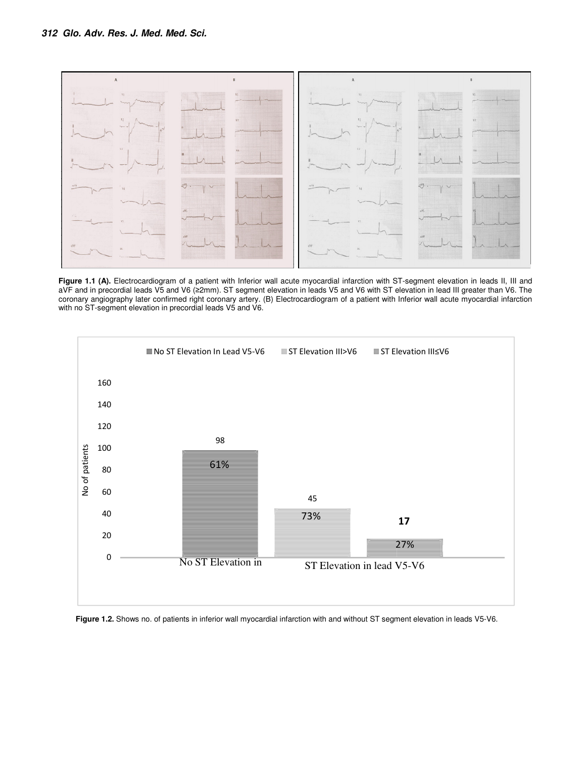**Figure 1.1 (A).** Electrocardiogram of a patient with Inferior wall acute myocardial infarction with ST-segment elevation in leads II, III and aVF and in precordial leads V5 and V6 (≥2mm). ST segment elevation in leads V5 and V6 with ST elevation in lead III greater than V6. The coronary angiography later confirmed right coronary artery. (B) Electrocardiogram of a patient with Inferior wall acute myocardial infarction with no ST-segment elevation in precordial leads V5 and V6.

**Figure 1.2.** Shows no. of patients in inferior wall myocardial infarction with and without ST segment elevation in leads V5-V6.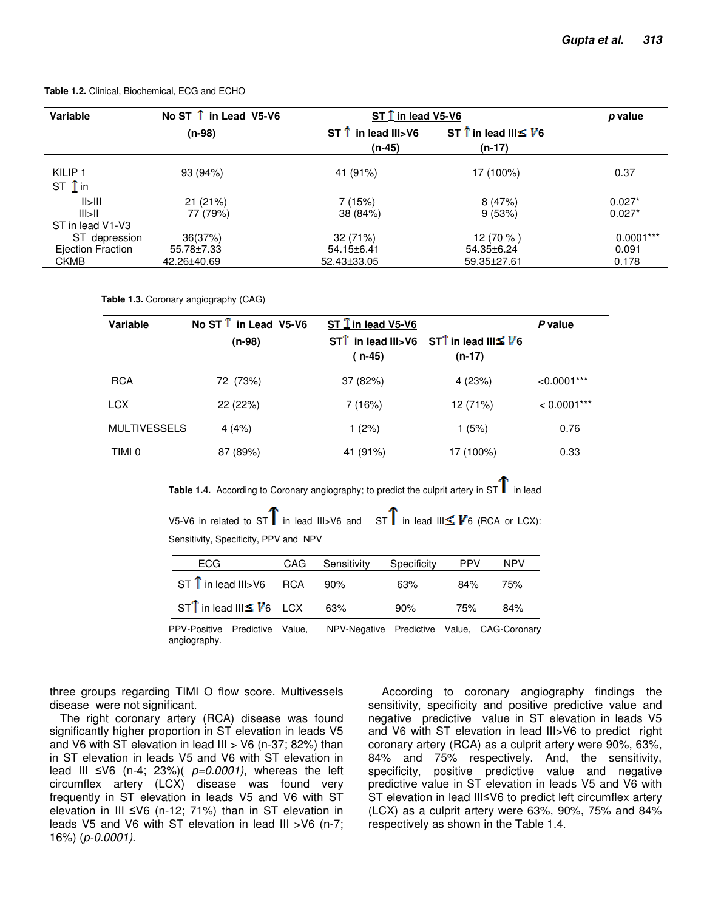**Table 1.2.** Clinical, Biochemical, ECG and ECHO

| Variable | No ST ↑ in Lead V5-V6 (n-98) | ST ↑ in lead V5-V6 | | *p* value |
|---|---|---|---|---|
| | | ST ↑ in lead III>V6 (n-45) | ST ↑ in lead III≤ V6 (n-17) | |
| KILIP 1 | 93 (94%) | 41 (91%) | 17 (100%) | 0.37 |
| ST ↑ in | | | | |
| II>III | 21 (21%) | 7 (15%) | 8 (47%) | 0.027* |
| III>II | 77 (79%) | 38 (84%) | 9 (53%) | 0.027* |
| ST in lead V1-V3 | | | | |
| ST depression | 36(37%) | 32 (71%) | 12 (70 % ) | 0.0001*** |
| Ejection Fraction | 55.78±7.33 | 54.15±6.41 | 54.35±6.24 | 0.091 |
| CKMB | 42.26±40.69 | 52.43±33.05 | 59.35±27.61 | 0.178 |

**Table 1.3.** Coronary angiography (CAG)

| Variable | No ST ↑ in Lead V5-V6 (n-98) | ST ↑ in lead V5-V6 | | *P* value |
|---|---|---|---|---|
| | | ST↑ in lead III>V6 ( n-45) | ST↑ in lead III≤ V6 (n-17) | |
| RCA | 72 (73%) | 37 (82%) | 4 (23%) | <0.0001*** |
| LCX | 22 (22%) | 7 (16%) | 12 (71%) | < 0.0001*** |
| MULTIVESSELS | 4 (4%) | 1 (2%) | 1 (5%) | 0.76 |
| TIMI 0 | 87 (89%) | 41 (91%) | 17 (100%) | 0.33 |

**Table 1.4.** According to Coronary angiography; to predict the culprit artery in ST ↑ in lead V5-V6 in related to ST ↑ in lead III>V6 and ST ↑ in lead III≤ V6 (RCA or LCX): Sensitivity, Specificity, PPV and NPV

| ECG | CAG | Sensitivity | Specificity | PPV | NPV |
|---|---|---|---|---|---|
| ST ↑ in lead III>V6 | RCA | 90% | 63% | 84% | 75% |
| ST↑ in lead III≤ V6 | LCX | 63% | 90% | 75% | 84% |

PPV-Positive Predictive Value, NPV-Negative Predictive Value, CAG-Coronary angiography.

three groups regarding TIMI O flow score. Multivessels disease were not significant.

The right coronary artery (RCA) disease was found significantly higher proportion in ST elevation in leads V5 and V6 with ST elevation in lead III > V6 (n-37; 82%) than in ST elevation in leads V5 and V6 with ST elevation in lead III ≤V6 (n-4; 23%)( *p=0.0001)*, whereas the left circumflex artery (LCX) disease was found very frequently in ST elevation in leads V5 and V6 with ST elevation in III ≤V6 (n-12; 71%) than in ST elevation in leads V5 and V6 with ST elevation in lead III >V6 (n-7; 16%) (*p-0.0001).*

According to coronary angiography findings the sensitivity, specificity and positive predictive value and negative predictive value in ST elevation in leads V5 and V6 with ST elevation in lead III>V6 to predict right coronary artery (RCA) as a culprit artery were 90%, 63%, 84% and 75% respectively. And, the sensitivity, specificity, positive predictive value and negative predictive value in ST elevation in leads V5 and V6 with ST elevation in lead III≤V6 to predict left circumflex artery (LCX) as a culprit artery were 63%, 90%, 75% and 84% respectively as shown in the Table 1.4.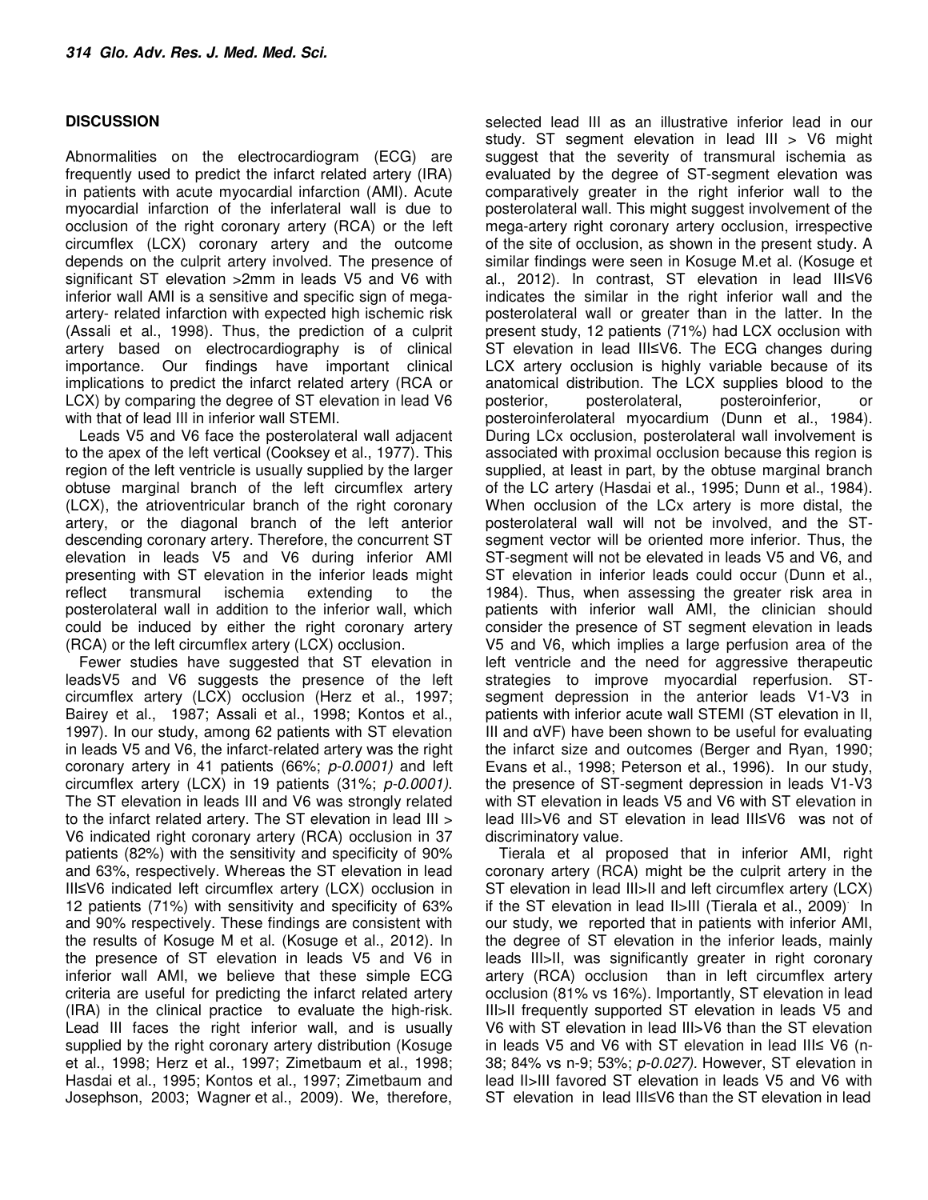## DISCUSSION

Abnormalities on the electrocardiogram (ECG) are frequently used to predict the infarct related artery (IRA) in patients with acute myocardial infarction (AMI). Acute myocardial infarction of the inferlateral wall is due to occlusion of the right coronary artery (RCA) or the left circumflex (LCX) coronary artery and the outcome depends on the culprit artery involved. The presence of significant ST elevation >2mm in leads V5 and V6 with inferior wall AMI is a sensitive and specific sign of mega-artery- related infarction with expected high ischemic risk (Assali et al., 1998). Thus, the prediction of a culprit artery based on electrocardiography is of clinical importance. Our findings have important clinical implications to predict the infarct related artery (RCA or LCX) by comparing the degree of ST elevation in lead V6 with that of lead III in inferior wall STEMI.

Leads V5 and V6 face the posterolateral wall adjacent to the apex of the left vertical (Cooksey et al., 1977). This region of the left ventricle is usually supplied by the larger obtuse marginal branch of the left circumflex artery (LCX), the atrioventricular branch of the right coronary artery, or the diagonal branch of the left anterior descending coronary artery. Therefore, the concurrent ST elevation in leads V5 and V6 during inferior AMI presenting with ST elevation in the inferior leads might reflect transmural ischemia extending to the posterolateral wall in addition to the inferior wall, which could be induced by either the right coronary artery (RCA) or the left circumflex artery (LCX) occlusion.

Fewer studies have suggested that ST elevation in leadsV5 and V6 suggests the presence of the left circumflex artery (LCX) occlusion (Herz et al., 1997; Bairey et al., 1987; Assali et al., 1998; Kontos et al., 1997). In our study, among 62 patients with ST elevation in leads V5 and V6, the infarct-related artery was the right coronary artery in 41 patients (66%; *p-0.0001)* and left circumflex artery (LCX) in 19 patients (31%; *p-0.0001).* The ST elevation in leads III and V6 was strongly related to the infarct related artery. The ST elevation in lead III > V6 indicated right coronary artery (RCA) occlusion in 37 patients (82%) with the sensitivity and specificity of 90% and 63%, respectively. Whereas the ST elevation in lead III≤V6 indicated left circumflex artery (LCX) occlusion in 12 patients (71%) with sensitivity and specificity of 63% and 90% respectively. These findings are consistent with the results of Kosuge M et al. (Kosuge et al., 2012). In the presence of ST elevation in leads V5 and V6 in inferior wall AMI, we believe that these simple ECG criteria are useful for predicting the infarct related artery (IRA) in the clinical practice to evaluate the high-risk. Lead III faces the right inferior wall, and is usually supplied by the right coronary artery distribution (Kosuge et al., 1998; Herz et al., 1997; Zimetbaum et al., 1998; Hasdai et al., 1995; Kontos et al., 1997; Zimetbaum and Josephson, 2003; Wagner et al., 2009). We, therefore, selected lead III as an illustrative inferior lead in our study. ST segment elevation in lead III > V6 might suggest that the severity of transmural ischemia as evaluated by the degree of ST-segment elevation was comparatively greater in the right inferior wall to the posterolateral wall. This might suggest involvement of the mega-artery right coronary artery occlusion, irrespective of the site of occlusion, as shown in the present study. A similar findings were seen in Kosuge M.et al. (Kosuge et al., 2012). In contrast, ST elevation in lead III≤V6 indicates the similar in the right inferior wall and the posterolateral wall or greater than in the latter. In the present study, 12 patients (71%) had LCX occlusion with ST elevation in lead III≤V6. The ECG changes during LCX artery occlusion is highly variable because of its anatomical distribution. The LCX supplies blood to the posterior, posterolateral, posteroinferior, or posteroinferolateral myocardium (Dunn et al., 1984). During LCx occlusion, posterolateral wall involvement is associated with proximal occlusion because this region is supplied, at least in part, by the obtuse marginal branch of the LC artery (Hasdai et al., 1995; Dunn et al., 1984). When occlusion of the LCx artery is more distal, the posterolateral wall will not be involved, and the ST-segment vector will be oriented more inferior. Thus, the ST-segment will not be elevated in leads V5 and V6, and ST elevation in inferior leads could occur (Dunn et al., 1984). Thus, when assessing the greater risk area in patients with inferior wall AMI, the clinician should consider the presence of ST segment elevation in leads V5 and V6, which implies a large perfusion area of the left ventricle and the need for aggressive therapeutic strategies to improve myocardial reperfusion. ST-segment depression in the anterior leads V1-V3 in patients with inferior acute wall STEMI (ST elevation in II, III and αVF) have been shown to be useful for evaluating the infarct size and outcomes (Berger and Ryan, 1990; Evans et al., 1998; Peterson et al., 1996). In our study, the presence of ST-segment depression in leads V1-V3 with ST elevation in leads V5 and V6 with ST elevation in lead III>V6 and ST elevation in lead III≤V6 was not of discriminatory value.

Tierala et al proposed that in inferior AMI, right coronary artery (RCA) might be the culprit artery in the ST elevation in lead III>II and left circumflex artery (LCX) if the ST elevation in lead II>III (Tierala et al., 2009). In our study, we reported that in patients with inferior AMI, the degree of ST elevation in the inferior leads, mainly leads III>II, was significantly greater in right coronary artery (RCA) occlusion than in left circumflex artery occlusion (81% vs 16%). Importantly, ST elevation in lead III>II frequently supported ST elevation in leads V5 and V6 with ST elevation in lead III>V6 than the ST elevation in leads V5 and V6 with ST elevation in lead III≤ V6 (n-38; 84% vs n-9; 53%; *p-0.027).* However, ST elevation in lead II>III favored ST elevation in leads V5 and V6 with ST elevation in lead III≤V6 than the ST elevation in lead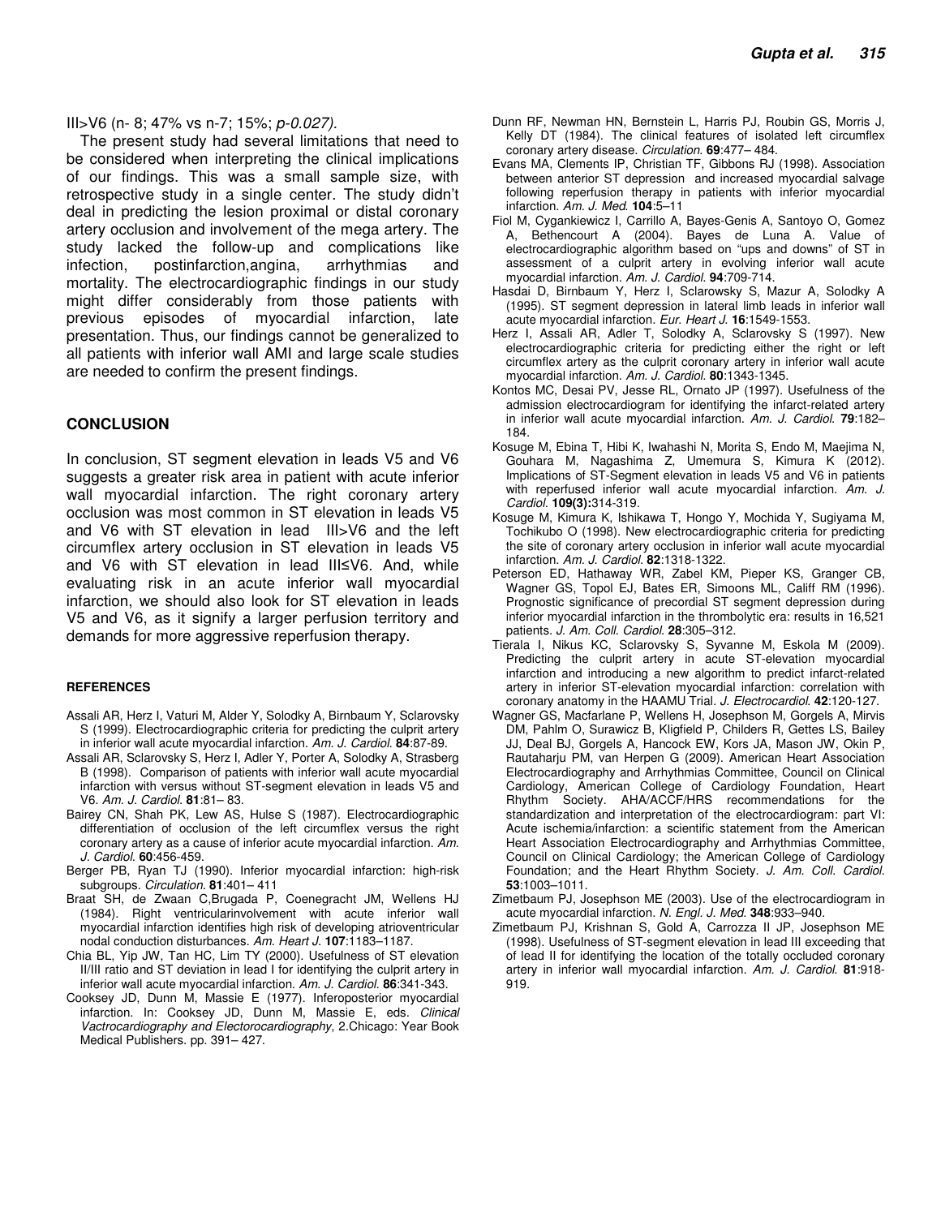III>V6 (n- 8; 47% vs n-7; 15%; *p-0.027)*.

The present study had several limitations that need to be considered when interpreting the clinical implications of our findings. This was a small sample size, with retrospective study in a single center. The study didn't deal in predicting the lesion proximal or distal coronary artery occlusion and involvement of the mega artery. The study lacked the follow-up and complications like infection, postinfarction,angina, arrhythmias and mortality. The electrocardiographic findings in our study might differ considerably from those patients with previous episodes of myocardial infarction, late presentation. Thus, our findings cannot be generalized to all patients with inferior wall AMI and large scale studies are needed to confirm the present findings.

## CONCLUSION

In conclusion, ST segment elevation in leads V5 and V6 suggests a greater risk area in patient with acute inferior wall myocardial infarction. The right coronary artery occlusion was most common in ST elevation in leads V5 and V6 with ST elevation in lead III>V6 and the left circumflex artery occlusion in ST elevation in leads V5 and V6 with ST elevation in lead III≤V6. And, while evaluating risk in an acute inferior wall myocardial infarction, we should also look for ST elevation in leads V5 and V6, as it signify a larger perfusion territory and demands for more aggressive reperfusion therapy.

### REFERENCES

Assali AR, Herz I, Vaturi M, Alder Y, Solodky A, Birnbaum Y, Sclarovsky S (1999). Electrocardiographic criteria for predicting the culprit artery in inferior wall acute myocardial infarction. *Am. J. Cardiol*. **84**:87-89.

Assali AR, Sclarovsky S, Herz I, Adler Y, Porter A, Solodky A, Strasberg B (1998). Comparison of patients with inferior wall acute myocardial infarction with versus without ST-segment elevation in leads V5 and V6. *Am. J. Cardiol*. **81**:81– 83.

Bairey CN, Shah PK, Lew AS, Hulse S (1987). Electrocardiographic differentiation of occlusion of the left circumflex versus the right coronary artery as a cause of inferior acute myocardial infarction. *Am. J. Cardiol*. **60**:456-459.

Berger PB, Ryan TJ (1990). Inferior myocardial infarction: high-risk subgroups. *Circulation*. **81**:401– 411

Braat SH, de Zwaan C,Brugada P, Coenegracht JM, Wellens HJ (1984). Right ventricularinvolvement with acute inferior wall myocardial infarction identifies high risk of developing atrioventricular nodal conduction disturbances. *Am. Heart J*. **107**:1183–1187.

Chia BL, Yip JW, Tan HC, Lim TY (2000). Usefulness of ST elevation II/III ratio and ST deviation in lead I for identifying the culprit artery in inferior wall acute myocardial infarction. *Am. J. Cardiol*. **86**:341-343.

Cooksey JD, Dunn M, Massie E (1977). Inferoposterior myocardial infarction. In: Cooksey JD, Dunn M, Massie E, eds. *Clinical Vactrocardiography and Electorocardiography*, 2.Chicago: Year Book Medical Publishers. pp. 391– 427.

Dunn RF, Newman HN, Bernstein L, Harris PJ, Roubin GS, Morris J, Kelly DT (1984). The clinical features of isolated left circumflex coronary artery disease. *Circulation*. **69**:477– 484.

Evans MA, Clements IP, Christian TF, Gibbons RJ (1998). Association between anterior ST depression and increased myocardial salvage following reperfusion therapy in patients with inferior myocardial infarction. *Am. J. Med*. **104**:5–11

Fiol M, Cygankiewicz I, Carrillo A, Bayes-Genis A, Santoyo O, Gomez A, Bethencourt A (2004). Bayes de Luna A. Value of electrocardiographic algorithm based on "ups and downs" of ST in assessment of a culprit artery in evolving inferior wall acute myocardial infarction. *Am. J. Cardiol*. **94**:709-714.

Hasdai D, Birnbaum Y, Herz I, Sclarowsky S, Mazur A, Solodky A (1995). ST segment depression in lateral limb leads in inferior wall acute myocardial infarction. *Eur. Heart J*. **16**:1549-1553.

Herz I, Assali AR, Adler T, Solodky A, Sclarovsky S (1997). New electrocardiographic criteria for predicting either the right or left circumflex artery as the culprit coronary artery in inferior wall acute myocardial infarction. *Am. J. Cardiol*. **80**:1343-1345.

Kontos MC, Desai PV, Jesse RL, Ornato JP (1997). Usefulness of the admission electrocardiogram for identifying the infarct-related artery in inferior wall acute myocardial infarction. *Am. J. Cardiol*. **79**:182–184.

Kosuge M, Ebina T, Hibi K, Iwahashi N, Morita S, Endo M, Maejima N, Gouhara M, Nagashima Z, Umemura S, Kimura K (2012). Implications of ST-Segment elevation in leads V5 and V6 in patients with reperfused inferior wall acute myocardial infarction. *Am. J. Cardiol*. **109(3):**314-319.

Kosuge M, Kimura K, Ishikawa T, Hongo Y, Mochida Y, Sugiyama M, Tochikubo O (1998). New electrocardiographic criteria for predicting the site of coronary artery occlusion in inferior wall acute myocardial infarction. *Am. J. Cardiol*. **82**:1318-1322.

Peterson ED, Hathaway WR, Zabel KM, Pieper KS, Granger CB, Wagner GS, Topol EJ, Bates ER, Simoons ML, Califf RM (1996). Prognostic significance of precordial ST segment depression during inferior myocardial infarction in the thrombolytic era: results in 16,521 patients. *J. Am. Coll. Cardiol*. **28**:305–312.

Tierala I, Nikus KC, Sclarovsky S, Syvanne M, Eskola M (2009). Predicting the culprit artery in acute ST-elevation myocardial infarction and introducing a new algorithm to predict infarct-related artery in inferior ST-elevation myocardial infarction: correlation with coronary anatomy in the HAAMU Trial. *J. Electrocardiol*. **42**:120-127.

Wagner GS, Macfarlane P, Wellens H, Josephson M, Gorgels A, Mirvis DM, Pahlm O, Surawicz B, Kligfield P, Childers R, Gettes LS, Bailey JJ, Deal BJ, Gorgels A, Hancock EW, Kors JA, Mason JW, Okin P, Rautaharju PM, van Herpen G (2009). American Heart Association Electrocardiography and Arrhythmias Committee, Council on Clinical Cardiology, American College of Cardiology Foundation, Heart Rhythm Society. AHA/ACCF/HRS recommendations for the standardization and interpretation of the electrocardiogram: part VI: Acute ischemia/infarction: a scientific statement from the American Heart Association Electrocardiography and Arrhythmias Committee, Council on Clinical Cardiology; the American College of Cardiology Foundation; and the Heart Rhythm Society. *J. Am. Coll. Cardiol*. **53**:1003–1011.

Zimetbaum PJ, Josephson ME (2003). Use of the electrocardiogram in acute myocardial infarction. *N. Engl. J. Med*. **348**:933–940.

Zimetbaum PJ, Krishnan S, Gold A, Carrozza II JP, Josephson ME (1998). Usefulness of ST-segment elevation in lead III exceeding that of lead II for identifying the location of the totally occluded coronary artery in inferior wall myocardial infarction. *Am. J. Cardiol*. **81**:918-919.